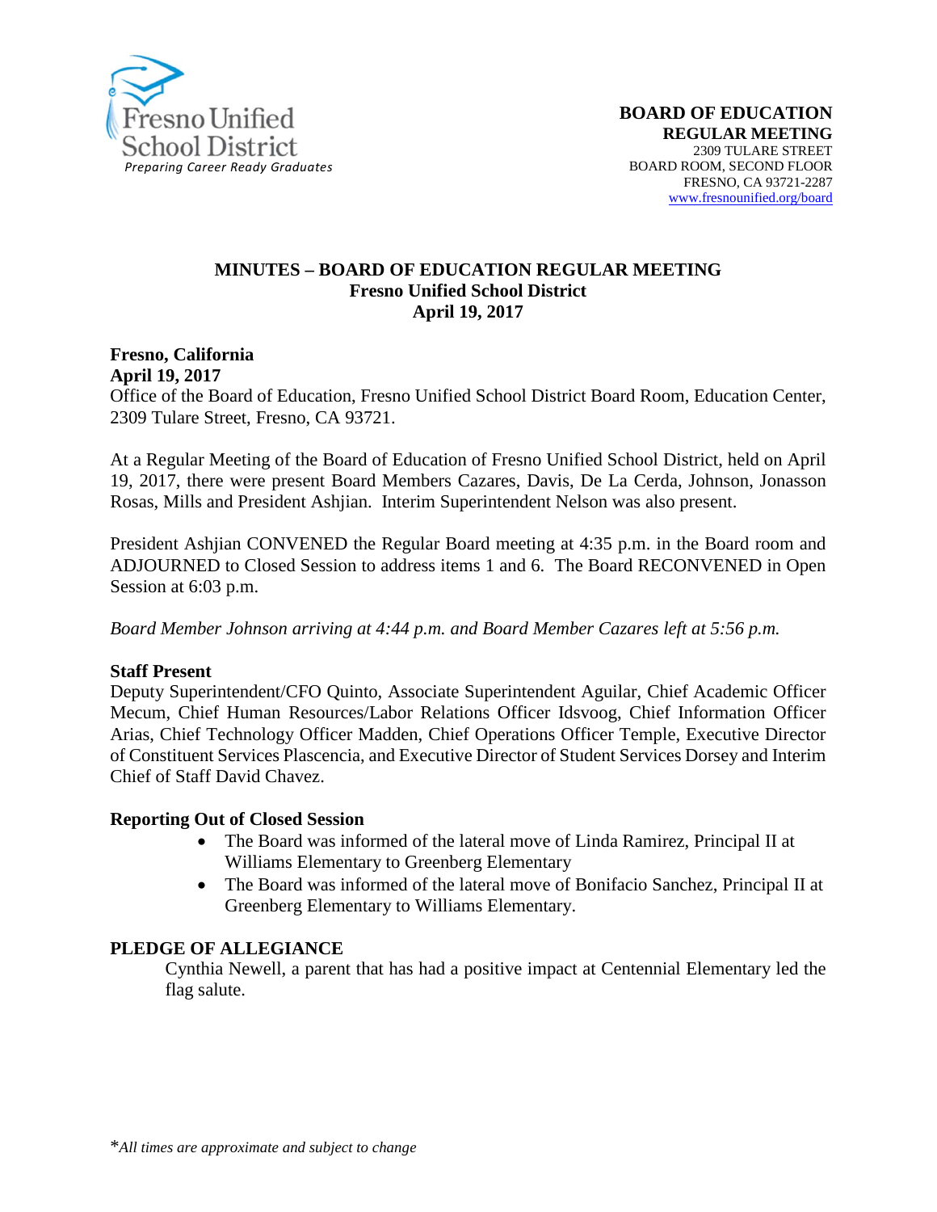Fresno Unified School District
*Preparing Career Ready Graduates*

**BOARD OF EDUCATION**
**REGULAR MEETING**
2309 TULARE STREET
BOARD ROOM, SECOND FLOOR
FRESNO, CA 93721-2287
www.fresnounified.org/board

# MINUTES – BOARD OF EDUCATION REGULAR MEETING
## Fresno Unified School District
## April 19, 2017

**Fresno, California**
**April 19, 2017**
Office of the Board of Education, Fresno Unified School District Board Room, Education Center, 2309 Tulare Street, Fresno, CA 93721.

At a Regular Meeting of the Board of Education of Fresno Unified School District, held on April 19, 2017, there were present Board Members Cazares, Davis, De La Cerda, Johnson, Jonasson Rosas, Mills and President Ashjian. Interim Superintendent Nelson was also present.

President Ashjian CONVENED the Regular Board meeting at 4:35 p.m. in the Board room and ADJOURNED to Closed Session to address items 1 and 6. The Board RECONVENED in Open Session at 6:03 p.m.

*Board Member Johnson arriving at 4:44 p.m. and Board Member Cazares left at 5:56 p.m.*

**Staff Present**
Deputy Superintendent/CFO Quinto, Associate Superintendent Aguilar, Chief Academic Officer Mecum, Chief Human Resources/Labor Relations Officer Idsvoog, Chief Information Officer Arias, Chief Technology Officer Madden, Chief Operations Officer Temple, Executive Director of Constituent Services Plascencia, and Executive Director of Student Services Dorsey and Interim Chief of Staff David Chavez.

**Reporting Out of Closed Session**

- The Board was informed of the lateral move of Linda Ramirez, Principal II at Williams Elementary to Greenberg Elementary
- The Board was informed of the lateral move of Bonifacio Sanchez, Principal II at Greenberg Elementary to Williams Elementary.

**PLEDGE OF ALLEGIANCE**

Cynthia Newell, a parent that has had a positive impact at Centennial Elementary led the flag salute.

*\*All times are approximate and subject to change*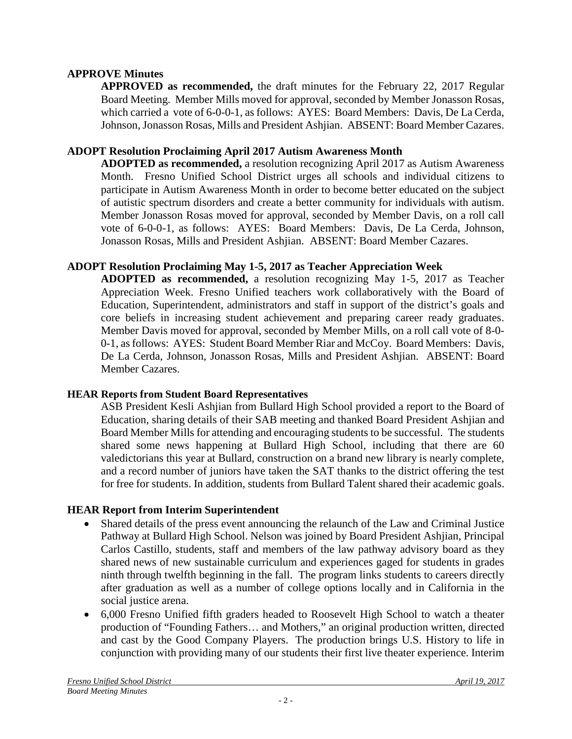**APPROVE Minutes**

**APPROVED as recommended,** the draft minutes for the February 22, 2017 Regular Board Meeting. Member Mills moved for approval, seconded by Member Jonasson Rosas, which carried a vote of 6-0-0-1, as follows: AYES: Board Members: Davis, De La Cerda, Johnson, Jonasson Rosas, Mills and President Ashjian. ABSENT: Board Member Cazares.

**ADOPT Resolution Proclaiming April 2017 Autism Awareness Month**

**ADOPTED as recommended,** a resolution recognizing April 2017 as Autism Awareness Month. Fresno Unified School District urges all schools and individual citizens to participate in Autism Awareness Month in order to become better educated on the subject of autistic spectrum disorders and create a better community for individuals with autism. Member Jonasson Rosas moved for approval, seconded by Member Davis, on a roll call vote of 6-0-0-1, as follows: AYES: Board Members: Davis, De La Cerda, Johnson, Jonasson Rosas, Mills and President Ashjian. ABSENT: Board Member Cazares.

**ADOPT Resolution Proclaiming May 1-5, 2017 as Teacher Appreciation Week**

**ADOPTED as recommended,** a resolution recognizing May 1-5, 2017 as Teacher Appreciation Week. Fresno Unified teachers work collaboratively with the Board of Education, Superintendent, administrators and staff in support of the district's goals and core beliefs in increasing student achievement and preparing career ready graduates. Member Davis moved for approval, seconded by Member Mills, on a roll call vote of 8-0-0-1, as follows: AYES: Student Board Member Riar and McCoy. Board Members: Davis, De La Cerda, Johnson, Jonasson Rosas, Mills and President Ashjian. ABSENT: Board Member Cazares.

**HEAR Reports from Student Board Representatives**

ASB President Kesli Ashjian from Bullard High School provided a report to the Board of Education, sharing details of their SAB meeting and thanked Board President Ashjian and Board Member Mills for attending and encouraging students to be successful. The students shared some news happening at Bullard High School, including that there are 60 valedictorians this year at Bullard, construction on a brand new library is nearly complete, and a record number of juniors have taken the SAT thanks to the district offering the test for free for students. In addition, students from Bullard Talent shared their academic goals.

**HEAR Report from Interim Superintendent**

- Shared details of the press event announcing the relaunch of the Law and Criminal Justice Pathway at Bullard High School. Nelson was joined by Board President Ashjian, Principal Carlos Castillo, students, staff and members of the law pathway advisory board as they shared news of new sustainable curriculum and experiences gaged for students in grades ninth through twelfth beginning in the fall. The program links students to careers directly after graduation as well as a number of college options locally and in California in the social justice arena.
- 6,000 Fresno Unified fifth graders headed to Roosevelt High School to watch a theater production of "Founding Fathers… and Mothers," an original production written, directed and cast by the Good Company Players. The production brings U.S. History to life in conjunction with providing many of our students their first live theater experience. Interim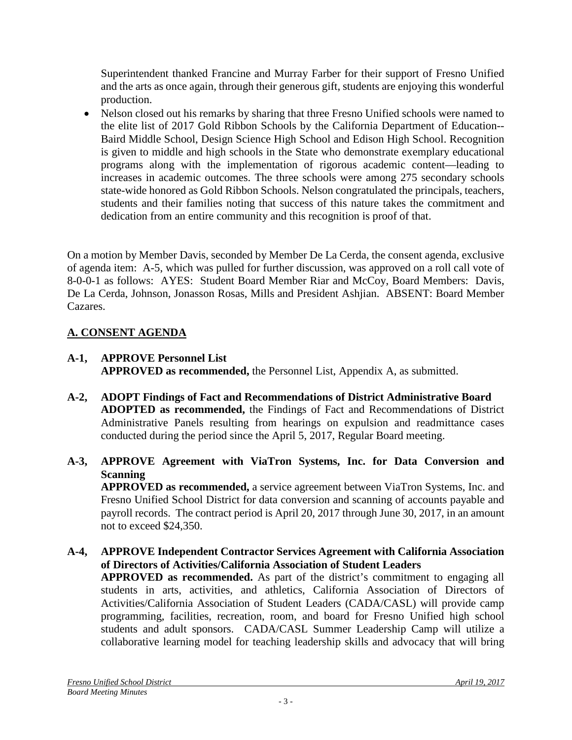Superintendent thanked Francine and Murray Farber for their support of Fresno Unified and the arts as once again, through their generous gift, students are enjoying this wonderful production.

- Nelson closed out his remarks by sharing that three Fresno Unified schools were named to the elite list of 2017 Gold Ribbon Schools by the California Department of Education--Baird Middle School, Design Science High School and Edison High School. Recognition is given to middle and high schools in the State who demonstrate exemplary educational programs along with the implementation of rigorous academic content—leading to increases in academic outcomes. The three schools were among 275 secondary schools state-wide honored as Gold Ribbon Schools. Nelson congratulated the principals, teachers, students and their families noting that success of this nature takes the commitment and dedication from an entire community and this recognition is proof of that.

On a motion by Member Davis, seconded by Member De La Cerda, the consent agenda, exclusive of agenda item: A-5, which was pulled for further discussion, was approved on a roll call vote of 8-0-0-1 as follows: AYES: Student Board Member Riar and McCoy, Board Members: Davis, De La Cerda, Johnson, Jonasson Rosas, Mills and President Ashjian. ABSENT: Board Member Cazares.

## A. CONSENT AGENDA

**A-1, APPROVE Personnel List**
**APPROVED as recommended,** the Personnel List, Appendix A, as submitted.

**A-2, ADOPT Findings of Fact and Recommendations of District Administrative Board**
**ADOPTED as recommended,** the Findings of Fact and Recommendations of District Administrative Panels resulting from hearings on expulsion and readmittance cases conducted during the period since the April 5, 2017, Regular Board meeting.

**A-3, APPROVE Agreement with ViaTron Systems, Inc. for Data Conversion and Scanning**
**APPROVED as recommended,** a service agreement between ViaTron Systems, Inc. and Fresno Unified School District for data conversion and scanning of accounts payable and payroll records. The contract period is April 20, 2017 through June 30, 2017, in an amount not to exceed $24,350.

**A-4, APPROVE Independent Contractor Services Agreement with California Association of Directors of Activities/California Association of Student Leaders**
**APPROVED as recommended.** As part of the district's commitment to engaging all students in arts, activities, and athletics, California Association of Directors of Activities/California Association of Student Leaders (CADA/CASL) will provide camp programming, facilities, recreation, room, and board for Fresno Unified high school students and adult sponsors. CADA/CASL Summer Leadership Camp will utilize a collaborative learning model for teaching leadership skills and advocacy that will bring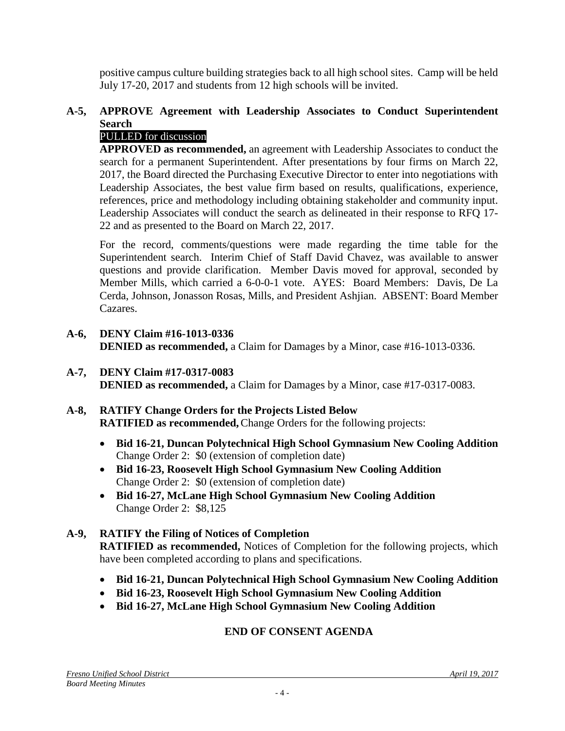positive campus culture building strategies back to all high school sites. Camp will be held July 17-20, 2017 and students from 12 high schools will be invited.

**A-5, APPROVE Agreement with Leadership Associates to Conduct Superintendent Search**

PULLED for discussion

**APPROVED as recommended,** an agreement with Leadership Associates to conduct the search for a permanent Superintendent. After presentations by four firms on March 22, 2017, the Board directed the Purchasing Executive Director to enter into negotiations with Leadership Associates, the best value firm based on results, qualifications, experience, references, price and methodology including obtaining stakeholder and community input. Leadership Associates will conduct the search as delineated in their response to RFQ 17-22 and as presented to the Board on March 22, 2017.

For the record, comments/questions were made regarding the time table for the Superintendent search. Interim Chief of Staff David Chavez, was available to answer questions and provide clarification. Member Davis moved for approval, seconded by Member Mills, which carried a 6-0-0-1 vote. AYES: Board Members: Davis, De La Cerda, Johnson, Jonasson Rosas, Mills, and President Ashjian. ABSENT: Board Member Cazares.

**A-6, DENY Claim #16-1013-0336**

**DENIED as recommended,** a Claim for Damages by a Minor, case #16-1013-0336.

**A-7, DENY Claim #17-0317-0083**

**DENIED as recommended,** a Claim for Damages by a Minor, case #17-0317-0083.

**A-8, RATIFY Change Orders for the Projects Listed Below**

**RATIFIED as recommended,** Change Orders for the following projects:

- **Bid 16-21, Duncan Polytechnical High School Gymnasium New Cooling Addition**
  Change Order 2: $0 (extension of completion date)
- **Bid 16-23, Roosevelt High School Gymnasium New Cooling Addition**
  Change Order 2: $0 (extension of completion date)
- **Bid 16-27, McLane High School Gymnasium New Cooling Addition**
  Change Order 2: $8,125

**A-9, RATIFY the Filing of Notices of Completion**

**RATIFIED as recommended,** Notices of Completion for the following projects, which have been completed according to plans and specifications.

- **Bid 16-21, Duncan Polytechnical High School Gymnasium New Cooling Addition**
- **Bid 16-23, Roosevelt High School Gymnasium New Cooling Addition**
- **Bid 16-27, McLane High School Gymnasium New Cooling Addition**

**END OF CONSENT AGENDA**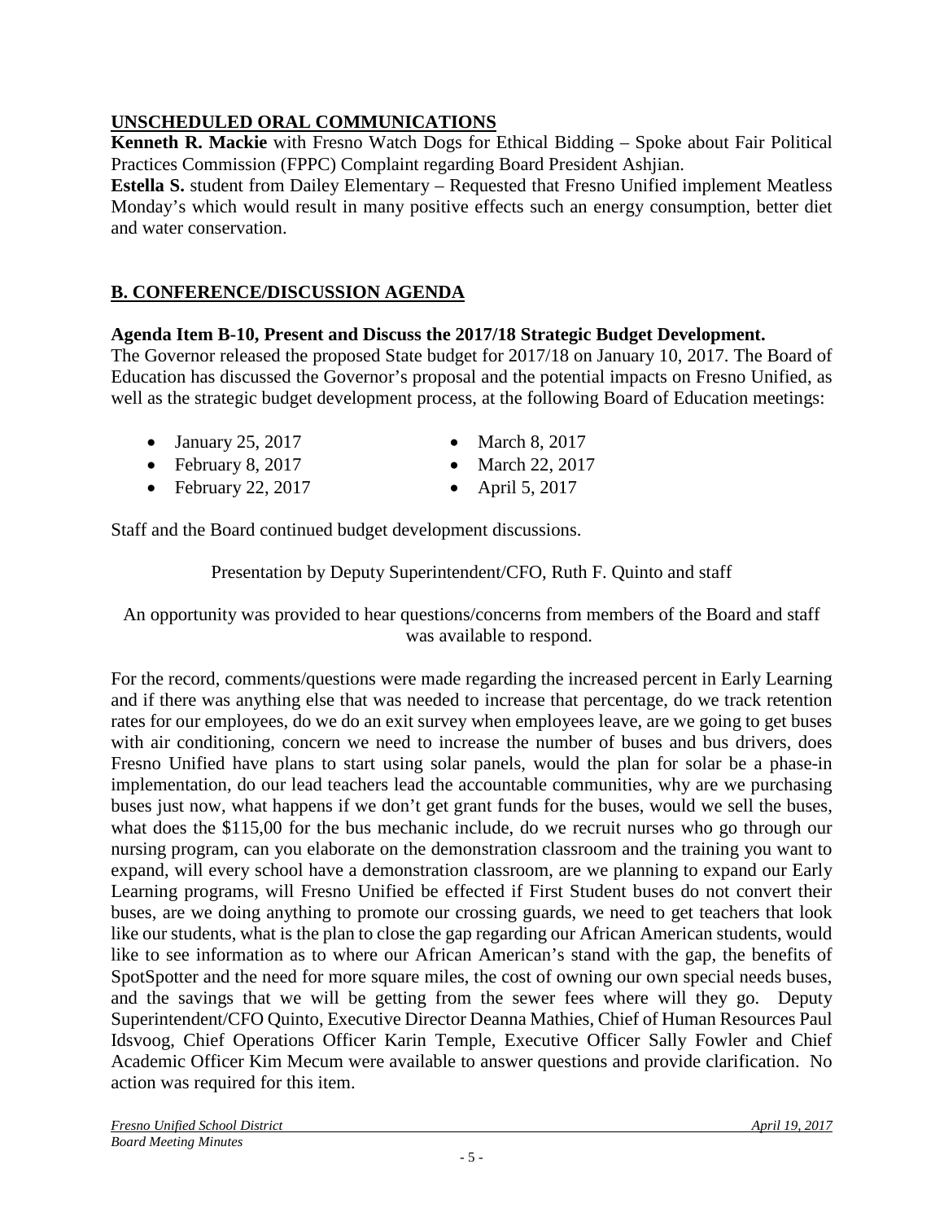## UNSCHEDULED ORAL COMMUNICATIONS

**Kenneth R. Mackie** with Fresno Watch Dogs for Ethical Bidding – Spoke about Fair Political Practices Commission (FPPC) Complaint regarding Board President Ashjian.

**Estella S.** student from Dailey Elementary – Requested that Fresno Unified implement Meatless Monday's which would result in many positive effects such an energy consumption, better diet and water conservation.

## B. CONFERENCE/DISCUSSION AGENDA

**Agenda Item B-10, Present and Discuss the 2017/18 Strategic Budget Development.**

The Governor released the proposed State budget for 2017/18 on January 10, 2017. The Board of Education has discussed the Governor's proposal and the potential impacts on Fresno Unified, as well as the strategic budget development process, at the following Board of Education meetings:

- January 25, 2017
- February 8, 2017
- February 22, 2017
- March 8, 2017
- March 22, 2017
- April 5, 2017

Staff and the Board continued budget development discussions.

Presentation by Deputy Superintendent/CFO, Ruth F. Quinto and staff

An opportunity was provided to hear questions/concerns from members of the Board and staff was available to respond.

For the record, comments/questions were made regarding the increased percent in Early Learning and if there was anything else that was needed to increase that percentage, do we track retention rates for our employees, do we do an exit survey when employees leave, are we going to get buses with air conditioning, concern we need to increase the number of buses and bus drivers, does Fresno Unified have plans to start using solar panels, would the plan for solar be a phase-in implementation, do our lead teachers lead the accountable communities, why are we purchasing buses just now, what happens if we don't get grant funds for the buses, would we sell the buses, what does the $115,00 for the bus mechanic include, do we recruit nurses who go through our nursing program, can you elaborate on the demonstration classroom and the training you want to expand, will every school have a demonstration classroom, are we planning to expand our Early Learning programs, will Fresno Unified be effected if First Student buses do not convert their buses, are we doing anything to promote our crossing guards, we need to get teachers that look like our students, what is the plan to close the gap regarding our African American students, would like to see information as to where our African American's stand with the gap, the benefits of SpotSpotter and the need for more square miles, the cost of owning our own special needs buses, and the savings that we will be getting from the sewer fees where will they go. Deputy Superintendent/CFO Quinto, Executive Director Deanna Mathies, Chief of Human Resources Paul Idsvoog, Chief Operations Officer Karin Temple, Executive Officer Sally Fowler and Chief Academic Officer Kim Mecum were available to answer questions and provide clarification. No action was required for this item.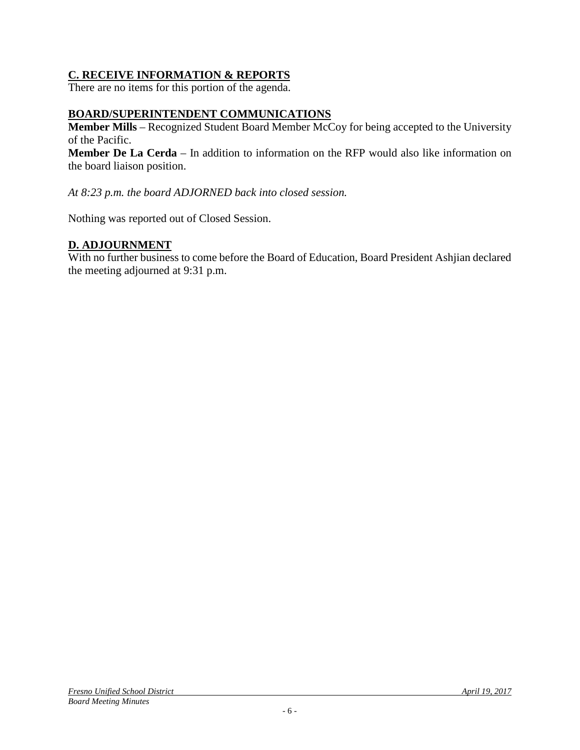## C. RECEIVE INFORMATION & REPORTS

There are no items for this portion of the agenda.

## BOARD/SUPERINTENDENT COMMUNICATIONS

**Member Mills** – Recognized Student Board Member McCoy for being accepted to the University of the Pacific.

**Member De La Cerda** – In addition to information on the RFP would also like information on the board liaison position.

*At 8:23 p.m. the board ADJORNED back into closed session.*

Nothing was reported out of Closed Session.

## D. ADJOURNMENT

With no further business to come before the Board of Education, Board President Ashjian declared the meeting adjourned at 9:31 p.m.